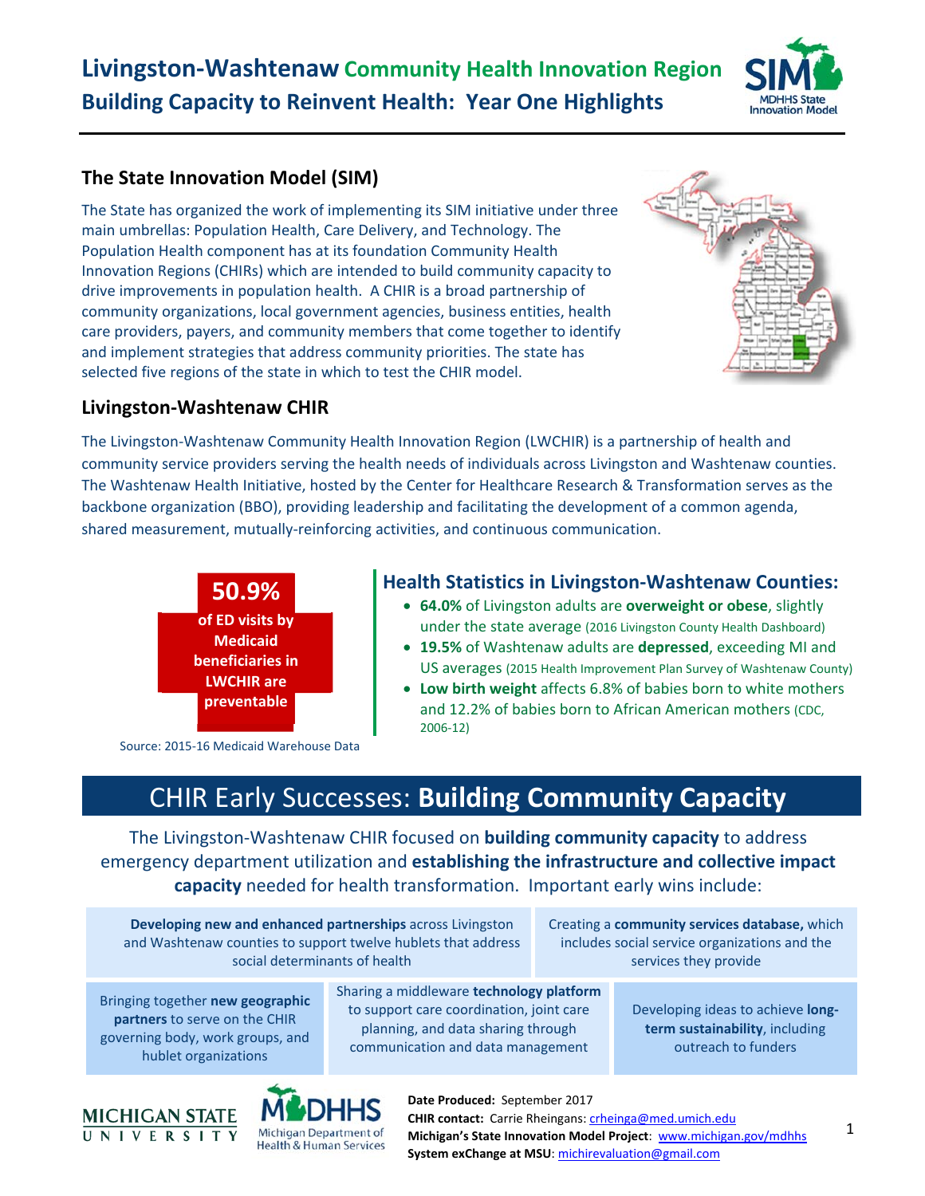# Livingston-Washtenaw Community Health Innovation Region

## Building Capacity to Reinvent Health: Year One Highlights

### The State Innovation Model (SIM)

The State has organized the work of implementing its SIM initiative under three main umbrellas: Population Health, Care Delivery, and Technology. The Population Health component has at its foundation Community Health Innovation Regions (CHIRs) which are intended to build community capacity to drive improvements in population health. A CHIR is a broad partnership of community organizations, local government agencies, business entities, health care providers, payers, and community members that come together to identify and implement strategies that address community priorities. The state has selected five regions of the state in which to test the CHIR model.

### Livingston-Washtenaw CHIR

The Livingston-Washtenaw Community Health Innovation Region (LWCHIR) is a partnership of health and community service providers serving the health needs of individuals across Livingston and Washtenaw counties. The Washtenaw Health Initiative, hosted by the Center for Healthcare Research & Transformation serves as the backbone organization (BBO), providing leadership and facilitating the development of a common agenda, shared measurement, mutually-reinforcing activities, and continuous communication.

**50.9%** **of ED visits by Medicaid beneficiaries in LWCHIR are preventable**

Source: 2015-16 Medicaid Warehouse Data

### Health Statistics in Livingston-Washtenaw Counties:

- **64.0%** of Livingston adults are **overweight or obese**, slightly under the state average (2016 Livingston County Health Dashboard)
- **19.5%** of Washtenaw adults are **depressed**, exceeding MI and US averages (2015 Health Improvement Plan Survey of Washtenaw County)
- **Low birth weight** affects 6.8% of babies born to white mothers and 12.2% of babies born to African American mothers (CDC, 2006-12)

## CHIR Early Successes: **Building Community Capacity**

The Livingston-Washtenaw CHIR focused on **building community capacity** to address emergency department utilization and **establishing the infrastructure and collective impact capacity** needed for health transformation. Important early wins include:

- **Developing new and enhanced partnerships** across Livingston and Washtenaw counties to support twelve hublets that address social determinants of health
- Creating a **community services database,** which includes social service organizations and the services they provide
- Bringing together **new geographic partners** to serve on the CHIR governing body, work groups, and hublet organizations
- Sharing a middleware **technology platform** to support care coordination, joint care planning, and data sharing through communication and data management
- Developing ideas to achieve **long-term sustainability**, including outreach to funders

**Date Produced:** September 2017
**CHIR contact:** Carrie Rheingans: crheinga@med.umich.edu
**Michigan's State Innovation Model Project**: www.michigan.gov/mdhhs
**System exChange at MSU**: michirevaluation@gmail.com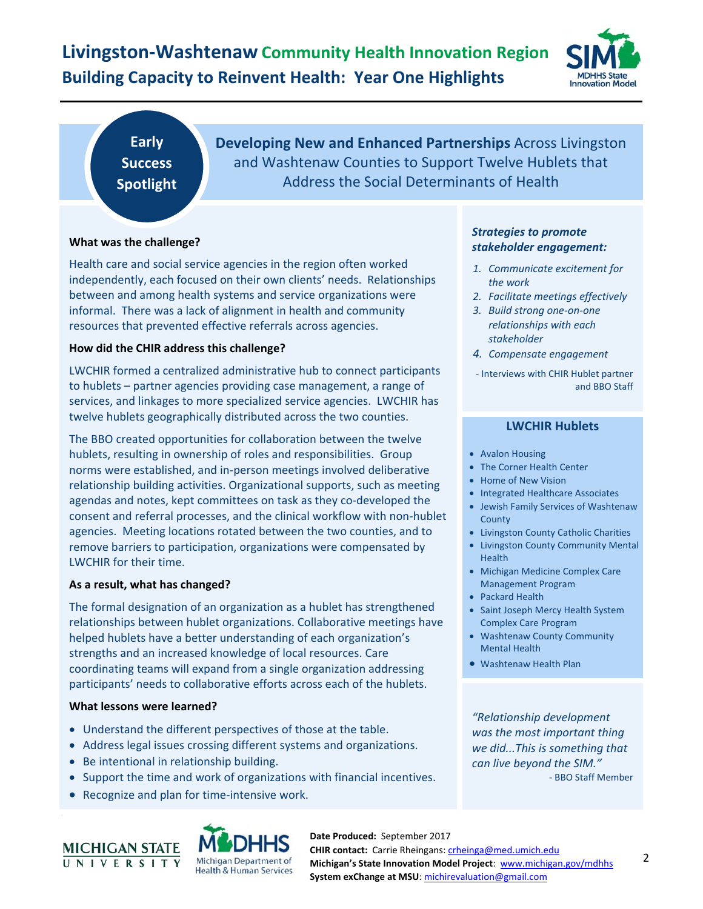# Livingston-Washtenaw Community Health Innovation Region

## Building Capacity to Reinvent Health: Year One Highlights

**Early Success Spotlight**

**Developing New and Enhanced Partnerships** Across Livingston and Washtenaw Counties to Support Twelve Hublets that Address the Social Determinants of Health

**What was the challenge?**

Health care and social service agencies in the region often worked independently, each focused on their own clients' needs. Relationships between and among health systems and service organizations were informal. There was a lack of alignment in health and community resources that prevented effective referrals across agencies.

**How did the CHIR address this challenge?**

LWCHIR formed a centralized administrative hub to connect participants to hublets – partner agencies providing case management, a range of services, and linkages to more specialized service agencies. LWCHIR has twelve hublets geographically distributed across the two counties.

The BBO created opportunities for collaboration between the twelve hublets, resulting in ownership of roles and responsibilities. Group norms were established, and in-person meetings involved deliberative relationship building activities. Organizational supports, such as meeting agendas and notes, kept committees on task as they co-developed the consent and referral processes, and the clinical workflow with non-hublet agencies. Meeting locations rotated between the two counties, and to remove barriers to participation, organizations were compensated by LWCHIR for their time.

**As a result, what has changed?**

The formal designation of an organization as a hublet has strengthened relationships between hublet organizations. Collaborative meetings have helped hublets have a better understanding of each organization's strengths and an increased knowledge of local resources. Care coordinating teams will expand from a single organization addressing participants' needs to collaborative efforts across each of the hublets.

**What lessons were learned?**

- Understand the different perspectives of those at the table.
- Address legal issues crossing different systems and organizations.
- Be intentional in relationship building.
- Support the time and work of organizations with financial incentives.
- Recognize and plan for time-intensive work.

***Strategies to promote stakeholder engagement:***

1. *Communicate excitement for the work*
2. *Facilitate meetings effectively*
3. *Build strong one-on-one relationships with each stakeholder*
4. *Compensate engagement*

- Interviews with CHIR Hublet partner and BBO Staff

**LWCHIR Hublets**

- Avalon Housing
- The Corner Health Center
- Home of New Vision
- Integrated Healthcare Associates
- Jewish Family Services of Washtenaw County
- Livingston County Catholic Charities
- Livingston County Community Mental Health
- Michigan Medicine Complex Care Management Program
- Packard Health
- Saint Joseph Mercy Health System Complex Care Program
- Washtenaw County Community Mental Health
- Washtenaw Health Plan

*"Relationship development was the most important thing we did...This is something that can live beyond the SIM."*

- BBO Staff Member

**Date Produced:** September 2017
**CHIR contact:** Carrie Rheingans: crheinga@med.umich.edu
**Michigan's State Innovation Model Project**: www.michigan.gov/mdhhs
**System exChange at MSU**: michirevaluation@gmail.com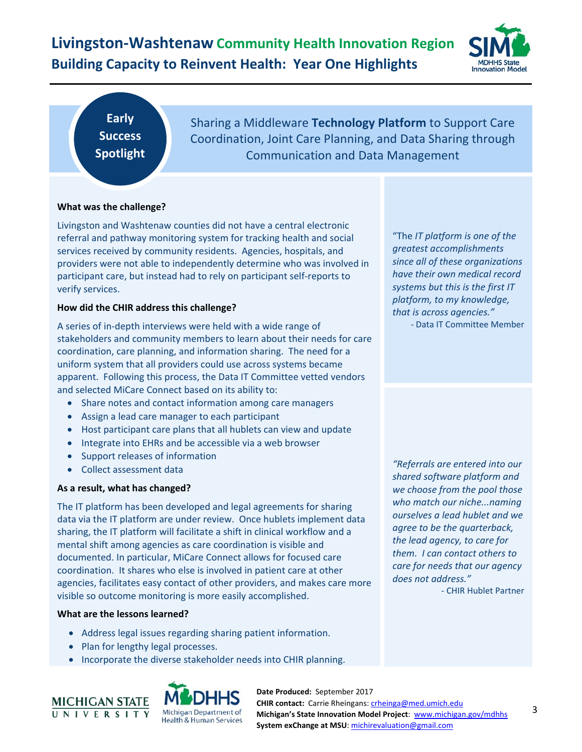# Livingston-Washtenaw Community Health Innovation Region

## Building Capacity to Reinvent Health: Year One Highlights

**Early Success Spotlight**

Sharing a Middleware **Technology Platform** to Support Care Coordination, Joint Care Planning, and Data Sharing through Communication and Data Management

**What was the challenge?**

Livingston and Washtenaw counties did not have a central electronic referral and pathway monitoring system for tracking health and social services received by community residents. Agencies, hospitals, and providers were not able to independently determine who was involved in participant care, but instead had to rely on participant self-reports to verify services.

**How did the CHIR address this challenge?**

A series of in-depth interviews were held with a wide range of stakeholders and community members to learn about their needs for care coordination, care planning, and information sharing. The need for a uniform system that all providers could use across systems became apparent. Following this process, the Data IT Committee vetted vendors and selected MiCare Connect based on its ability to:

- Share notes and contact information among care managers
- Assign a lead care manager to each participant
- Host participant care plans that all hublets can view and update
- Integrate into EHRs and be accessible via a web browser
- Support releases of information
- Collect assessment data

**As a result, what has changed?**

The IT platform has been developed and legal agreements for sharing data via the IT platform are under review. Once hublets implement data sharing, the IT platform will facilitate a shift in clinical workflow and a mental shift among agencies as care coordination is visible and documented. In particular, MiCare Connect allows for focused care coordination. It shares who else is involved in patient care at other agencies, facilitates easy contact of other providers, and makes care more visible so outcome monitoring is more easily accomplished.

**What are the lessons learned?**

- Address legal issues regarding sharing patient information.
- Plan for lengthy legal processes.
- Incorporate the diverse stakeholder needs into CHIR planning.

"The *IT platform is one of the greatest accomplishments since all of these organizations have their own medical record systems but this is the first IT platform, to my knowledge, that is across agencies."*

- Data IT Committee Member

*"Referrals are entered into our shared software platform and we choose from the pool those who match our niche...naming ourselves a lead hublet and we agree to be the quarterback, the lead agency, to care for them. I can contact others to care for needs that our agency does not address."*

- CHIR Hublet Partner

**Date Produced:** September 2017
**CHIR contact:** Carrie Rheingans: crheinga@med.umich.edu
**Michigan's State Innovation Model Project**: www.michigan.gov/mdhhs
**System exChange at MSU**: michirevaluation@gmail.com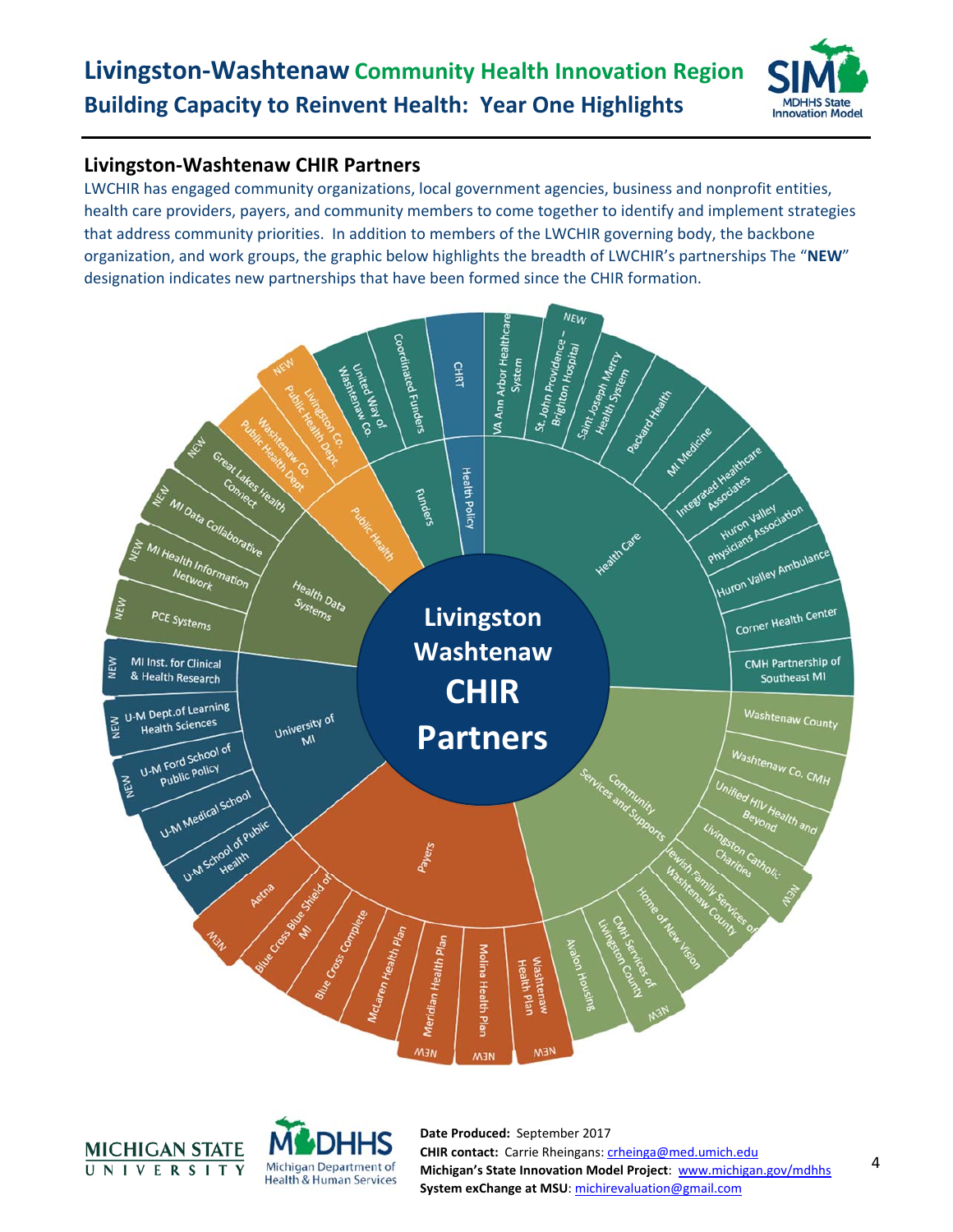# Livingston-Washtenaw Community Health Innovation Region

## Building Capacity to Reinvent Health: Year One Highlights

### Livingston-Washtenaw CHIR Partners

LWCHIR has engaged community organizations, local government agencies, business and nonprofit entities, health care providers, payers, and community members to come together to identify and implement strategies that address community priorities. In addition to members of the LWCHIR governing body, the backbone organization, and work groups, the graphic below highlights the breadth of LWCHIR's partnerships The "**NEW**" designation indicates new partnerships that have been formed since the CHIR formation.

Livingston Washtenaw CHIR Partners

Health Policy
CHRT

Health Care
VA Ann Arbor Healthcare System
NEW St. John Providence – Brighton Hospital
Saint Joseph Mercy Health System
Packard Health
MI Medicine
Integrated Healthcare Associates
Huron Valley Physicians Association
Huron Valley Ambulance
Corner Health Center
CMH Partnership of Southeast MI

Community Services and Supports
Washtenaw County
Washtenaw Co. CMH
Unified HIV Health and Beyond
NEW Livingston Catholic Charities
Jewish Family Services of Washtenaw County
Home of New Vision
NEW CMH Services of Livingston County
Avalon Housing

Payers
NEW Washtenaw Health Plan
NEW Molina Health Plan
NEW Meridian Health Plan
McLaren Health Plan
Blue Cross Complete
Blue Cross Blue Sheild of MI
NEW Aetna

University of MI
U-M School of Public Health
U-M Medical School
NEW U-M Ford School of Public Policy
NEW U-M Dept.of Learning Health Sciences
NEW MI Inst. for Clinical & Health Research

Health Data Systems
NEW PCE Systems
NEW MI Health Information Network
NEW MI Data Collaborative
NEW Great Lakes Health Connect

Public Health
Washtenaw Co. Public Health Dept
NEW Livingston Co. Public Health Dept.

Funders
United Way of Washtenaw Co.
Coordinated Funders

**Date Produced:** September 2017
**CHIR contact:** Carrie Rheingans: crheinga@med.umich.edu
**Michigan's State Innovation Model Project**: www.michigan.gov/mdhhs
**System exChange at MSU**: michirevaluation@gmail.com